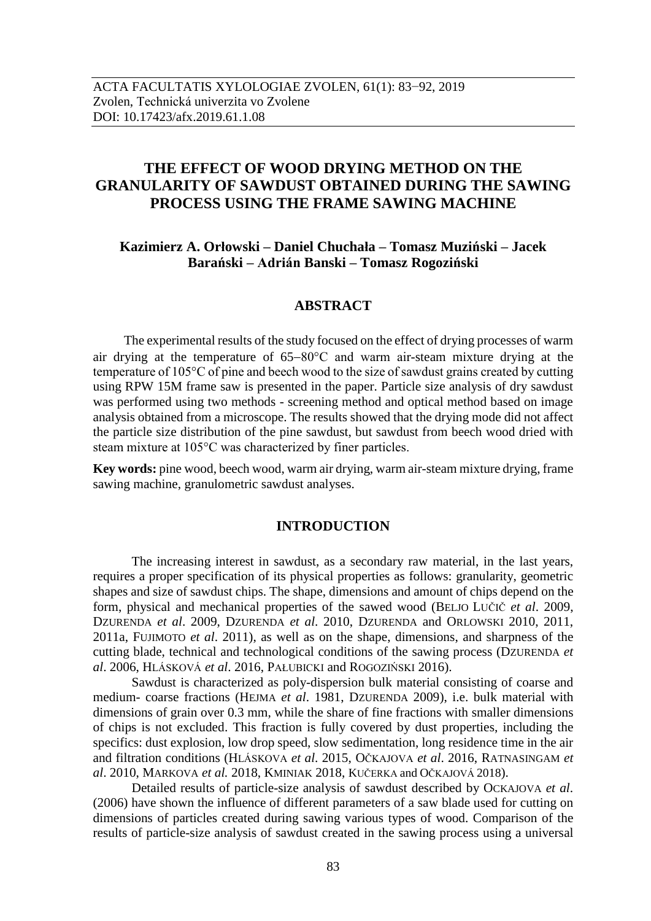# THE EFFECT OF WOOD DRYING METHOD ON THE GRANULARITY OF SAWDUST OBTAINED DURING THE SAWING PROCESS USING THE FRAME SAWING MACHINE

**Kazimierz A. Orłowski – Daniel Chuchała – Tomasz Muziński – Jacek Barański – Adrián Banski – Tomasz Rogoziński**

## ABSTRACT

The experimental results of the study focused on the effect of drying processes of warm air drying at the temperature of 65–80°C and warm air-steam mixture drying at the temperature of 105°C of pine and beech wood to the size of sawdust grains created by cutting using RPW 15M frame saw is presented in the paper. Particle size analysis of dry sawdust was performed using two methods - screening method and optical method based on image analysis obtained from a microscope. The results showed that the drying mode did not affect the particle size distribution of the pine sawdust, but sawdust from beech wood dried with steam mixture at 105°C was characterized by finer particles.

**Key words:** pine wood, beech wood, warm air drying, warm air-steam mixture drying, frame sawing machine, granulometric sawdust analyses.

## INTRODUCTION

The increasing interest in sawdust, as a secondary raw material, in the last years, requires a proper specification of its physical properties as follows: granularity, geometric shapes and size of sawdust chips. The shape, dimensions and amount of chips depend on the form, physical and mechanical properties of the sawed wood (BELJO LUČIČ *et al*. 2009, DZURENDA *et al*. 2009, DZURENDA *et al*. 2010, DZURENDA and ORLOWSKI 2010, 2011, 2011a, FUJIMOTO *et al*. 2011), as well as on the shape, dimensions, and sharpness of the cutting blade, technical and technological conditions of the sawing process (DZURENDA *et al*. 2006, HLÁSKOVÁ *et al*. 2016, PAŁUBICKI and ROGOZIŃSKI 2016).

Sawdust is characterized as poly-dispersion bulk material consisting of coarse and medium- coarse fractions (HEJMA *et al*. 1981, DZURENDA 2009), i.e. bulk material with dimensions of grain over 0.3 mm, while the share of fine fractions with smaller dimensions of chips is not excluded. This fraction is fully covered by dust properties, including the specifics: dust explosion, low drop speed, slow sedimentation, long residence time in the air and filtration conditions (HLÁSKOVA *et al*. 2015, OČKAJOVA *et al*. 2016, RATNASINGAM *et al*. 2010, MARKOVA *et al.* 2018, KMINIAK 2018, KUČERKA and OČKAJOVÁ 2018).

Detailed results of particle-size analysis of sawdust described by OCKAJOVA *et al*. (2006) have shown the influence of different parameters of a saw blade used for cutting on dimensions of particles created during sawing various types of wood. Comparison of the results of particle-size analysis of sawdust created in the sawing process using a universal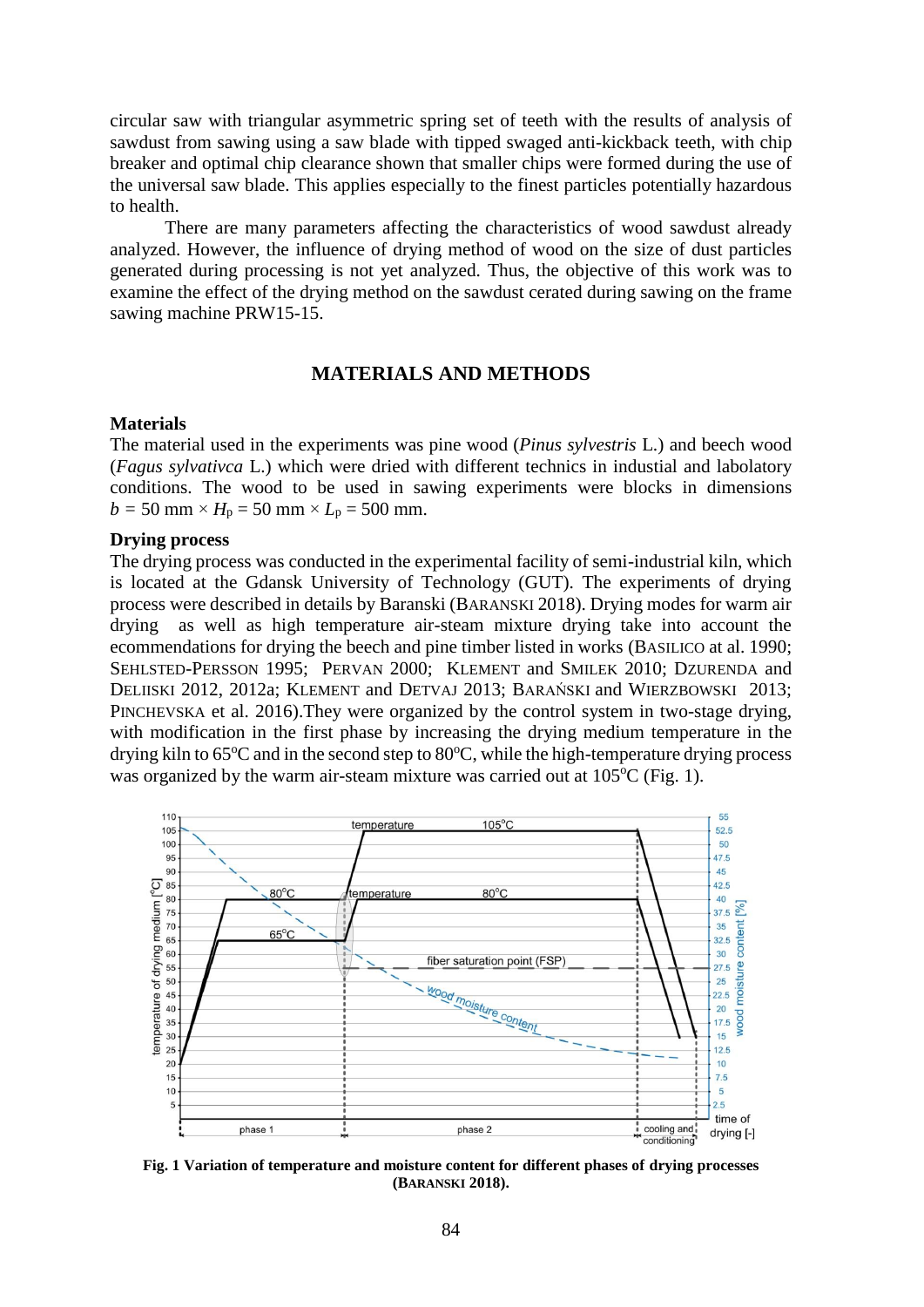circular saw with triangular asymmetric spring set of teeth with the results of analysis of sawdust from sawing using a saw blade with tipped swaged anti-kickback teeth, with chip breaker and optimal chip clearance shown that smaller chips were formed during the use of the universal saw blade. This applies especially to the finest particles potentially hazardous to health.

There are many parameters affecting the characteristics of wood sawdust already analyzed. However, the influence of drying method of wood on the size of dust particles generated during processing is not yet analyzed. Thus, the objective of this work was to examine the effect of the drying method on the sawdust cerated during sawing on the frame sawing machine PRW15-15.

## MATERIALS AND METHODS

### Materials

The material used in the experiments was pine wood (*Pinus sylvestris* L.) and beech wood (*Fagus sylvativca* L.) which were dried with different technics in industial and labolatory conditions. The wood to be used in sawing experiments were blocks in dimensions $b = 50$ mm $\times H_p = 50$ mm $\times L_p = 500$ mm.

### Drying process

The drying process was conducted in the experimental facility of semi-industrial kiln, which is located at the Gdansk University of Technology (GUT). The experiments of drying process were described in details by Baranski (BARANSKI 2018). Drying modes for warm air drying as well as high temperature air-steam mixture drying take into account the ecommendations for drying the beech and pine timber listed in works (BASILICO at al. 1990; SEHLSTED-PERSSON 1995; PERVAN 2000; KLEMENT and SMILEK 2010; DZURENDA and DELIISKI 2012, 2012a; KLEMENT and DETVAJ 2013; BARAŃSKI and WIERZBOWSKI 2013; PINCHEVSKA et al. 2016).They were organized by the control system in two-stage drying, with modification in the first phase by increasing the drying medium temperature in the drying kiln to 65°C and in the second step to 80°C, while the high-temperature drying process was organized by the warm air-steam mixture was carried out at 105°C (Fig. 1).

**Fig. 1 Variation of temperature and moisture content for different phases of drying processes (BARANSKI 2018).**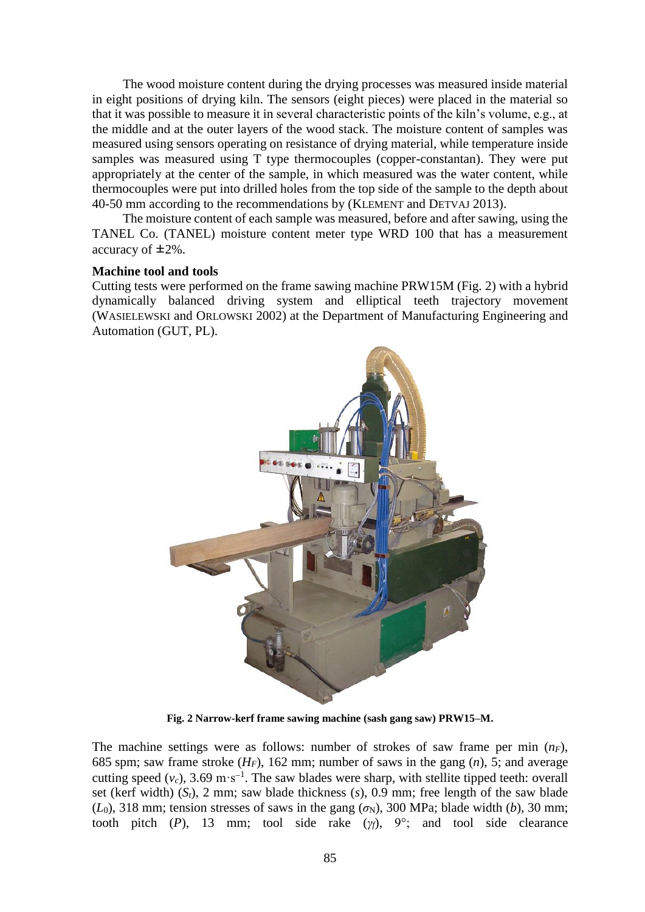The wood moisture content during the drying processes was measured inside material in eight positions of drying kiln. The sensors (eight pieces) were placed in the material so that it was possible to measure it in several characteristic points of the kiln's volume, e.g., at the middle and at the outer layers of the wood stack. The moisture content of samples was measured using sensors operating on resistance of drying material, while temperature inside samples was measured using T type thermocouples (copper-constantan). They were put appropriately at the center of the sample, in which measured was the water content, while thermocouples were put into drilled holes from the top side of the sample to the depth about 40-50 mm according to the recommendations by (KLEMENT and DETVAJ 2013).

The moisture content of each sample was measured, before and after sawing, using the TANEL Co. (TANEL) moisture content meter type WRD 100 that has a measurement accuracy of ±2%.

**Machine tool and tools**

Cutting tests were performed on the frame sawing machine PRW15M (Fig. 2) with a hybrid dynamically balanced driving system and elliptical teeth trajectory movement (WASIELEWSKI and ORLOWSKI 2002) at the Department of Manufacturing Engineering and Automation (GUT, PL).

**Fig. 2 Narrow-kerf frame sawing machine (sash gang saw) PRW15–M.**

The machine settings were as follows: number of strokes of saw frame per min ($n_F$), 685 spm; saw frame stroke ($H_F$), 162 mm; number of saws in the gang ($n$), 5; and average cutting speed ($v_c$), 3.69 $\text{m}\cdot\text{s}^{-1}$. The saw blades were sharp, with stellite tipped teeth: overall set (kerf width) ($S_t$), 2 mm; saw blade thickness ($s$), 0.9 mm; free length of the saw blade ($L_0$), 318 mm; tension stresses of saws in the gang ($\sigma_N$), 300 MPa; blade width ($b$), 30 mm; tooth pitch ($P$), 13 mm; tool side rake ($\gamma_f$), 9°; and tool side clearance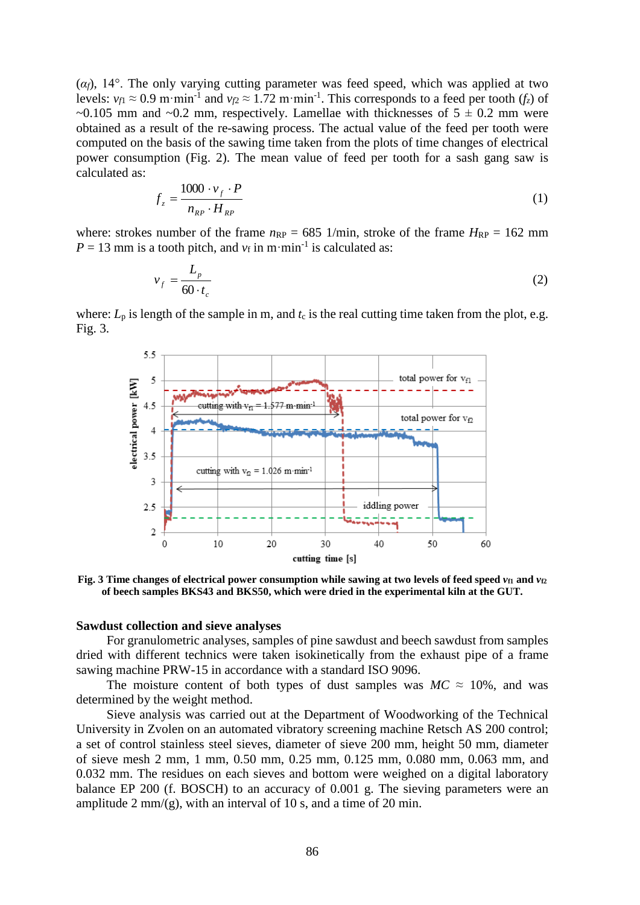($\alpha_f$), 14°. The only varying cutting parameter was feed speed, which was applied at two levels: $v_{f1} \approx 0.9$ m·min$^{-1}$ and $v_{f2} \approx 1.72$ m·min$^{-1}$. This corresponds to a feed per tooth ($f_z$) of ~0.105 mm and ~0.2 mm, respectively. Lamellae with thicknesses of 5 ± 0.2 mm were obtained as a result of the re-sawing process. The actual value of the feed per tooth were computed on the basis of the sawing time taken from the plots of time changes of electrical power consumption (Fig. 2). The mean value of feed per tooth for a sash gang saw is calculated as:

$$f_z = \frac{1000 \cdot v_f \cdot P}{n_{RP} \cdot H_{RP}} \tag{1}$$

where: strokes number of the frame $n_{RP}$ = 685 1/min, stroke of the frame $H_{RP}$ = 162 mm $P$ = 13 mm is a tooth pitch, and $v_f$ in m·min$^{-1}$ is calculated as:

$$v_f = \frac{L_p}{60 \cdot t_c} \tag{2}$$

where: $L_p$ is length of the sample in m, and $t_c$ is the real cutting time taken from the plot, e.g. Fig. 3.

**Fig. 3 Time changes of electrical power consumption while sawing at two levels of feed speed $v_{f1}$ and $v_{f2}$ of beech samples BKS43 and BKS50, which were dried in the experimental kiln at the GUT.**

## Sawdust collection and sieve analyses

For granulometric analyses, samples of pine sawdust and beech sawdust from samples dried with different technics were taken isokinetically from the exhaust pipe of a frame sawing machine PRW-15 in accordance with a standard ISO 9096.

The moisture content of both types of dust samples was $MC \approx 10\%$, and was determined by the weight method.

Sieve analysis was carried out at the Department of Woodworking of the Technical University in Zvolen on an automated vibratory screening machine Retsch AS 200 control; a set of control stainless steel sieves, diameter of sieve 200 mm, height 50 mm, diameter of sieve mesh 2 mm, 1 mm, 0.50 mm, 0.25 mm, 0.125 mm, 0.080 mm, 0.063 mm, and 0.032 mm. The residues on each sieves and bottom were weighed on a digital laboratory balance EP 200 (f. BOSCH) to an accuracy of 0.001 g. The sieving parameters were an amplitude 2 mm/(g), with an interval of 10 s, and a time of 20 min.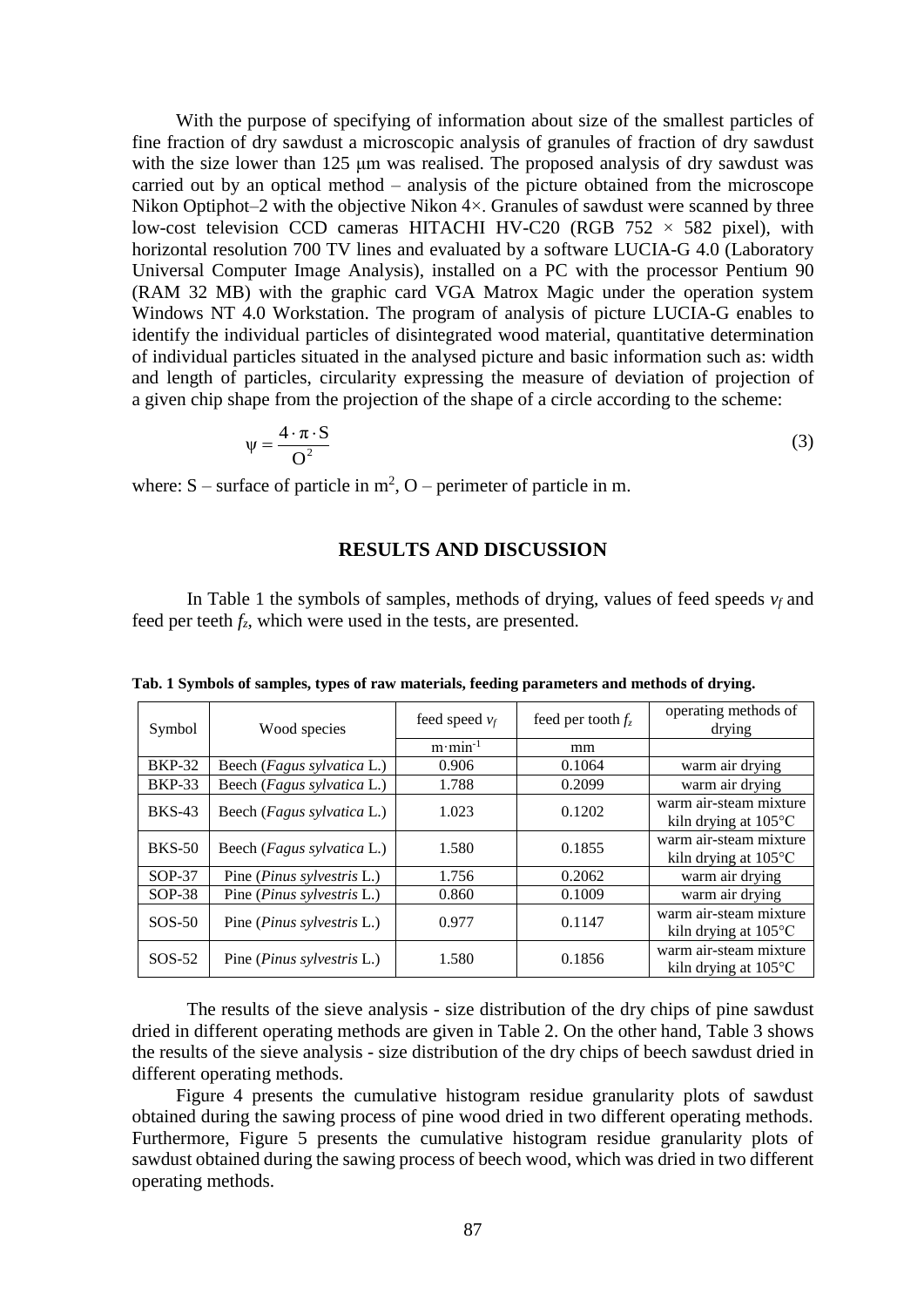With the purpose of specifying of information about size of the smallest particles of fine fraction of dry sawdust a microscopic analysis of granules of fraction of dry sawdust with the size lower than 125 μm was realised. The proposed analysis of dry sawdust was carried out by an optical method – analysis of the picture obtained from the microscope Nikon Optiphot–2 with the objective Nikon 4×. Granules of sawdust were scanned by three low-cost television CCD cameras HITACHI HV-C20 (RGB 752 × 582 pixel), with horizontal resolution 700 TV lines and evaluated by a software LUCIA-G 4.0 (Laboratory Universal Computer Image Analysis), installed on a PC with the processor Pentium 90 (RAM 32 MB) with the graphic card VGA Matrox Magic under the operation system Windows NT 4.0 Workstation. The program of analysis of picture LUCIA-G enables to identify the individual particles of disintegrated wood material, quantitative determination of individual particles situated in the analysed picture and basic information such as: width and length of particles, circularity expressing the measure of deviation of projection of a given chip shape from the projection of the shape of a circle according to the scheme:

$$\psi = \frac{4 \cdot \pi \cdot S}{O^2} \tag{3}$$

where: S – surface of particle in $m^2$, O – perimeter of particle in m.

## RESULTS AND DISCUSSION

In Table 1 the symbols of samples, methods of drying, values of feed speeds $v_f$ and feed per teeth $f_z$, which were used in the tests, are presented.

**Tab. 1 Symbols of samples, types of raw materials, feeding parameters and methods of drying.**

| Symbol | Wood species | feed speed $v_f$ | feed per tooth $f_z$ | operating methods of drying |
|---|---|---|---|---|
| | | $m \cdot min^{-1}$ | mm | |
| BKP-32 | Beech (*Fagus sylvatica* L.) | 0.906 | 0.1064 | warm air drying |
| BKP-33 | Beech (*Fagus sylvatica* L.) | 1.788 | 0.2099 | warm air drying |
| BKS-43 | Beech (*Fagus sylvatica* L.) | 1.023 | 0.1202 | warm air-steam mixture kiln drying at 105°C |
| BKS-50 | Beech (*Fagus sylvatica* L.) | 1.580 | 0.1855 | warm air-steam mixture kiln drying at 105°C |
| SOP-37 | Pine (*Pinus sylvestris* L.) | 1.756 | 0.2062 | warm air drying |
| SOP-38 | Pine (*Pinus sylvestris* L.) | 0.860 | 0.1009 | warm air drying |
| SOS-50 | Pine (*Pinus sylvestris* L.) | 0.977 | 0.1147 | warm air-steam mixture kiln drying at 105°C |
| SOS-52 | Pine (*Pinus sylvestris* L.) | 1.580 | 0.1856 | warm air-steam mixture kiln drying at 105°C |

The results of the sieve analysis - size distribution of the dry chips of pine sawdust dried in different operating methods are given in Table 2. On the other hand, Table 3 shows the results of the sieve analysis - size distribution of the dry chips of beech sawdust dried in different operating methods.

Figure 4 presents the cumulative histogram residue granularity plots of sawdust obtained during the sawing process of pine wood dried in two different operating methods. Furthermore, Figure 5 presents the cumulative histogram residue granularity plots of sawdust obtained during the sawing process of beech wood, which was dried in two different operating methods.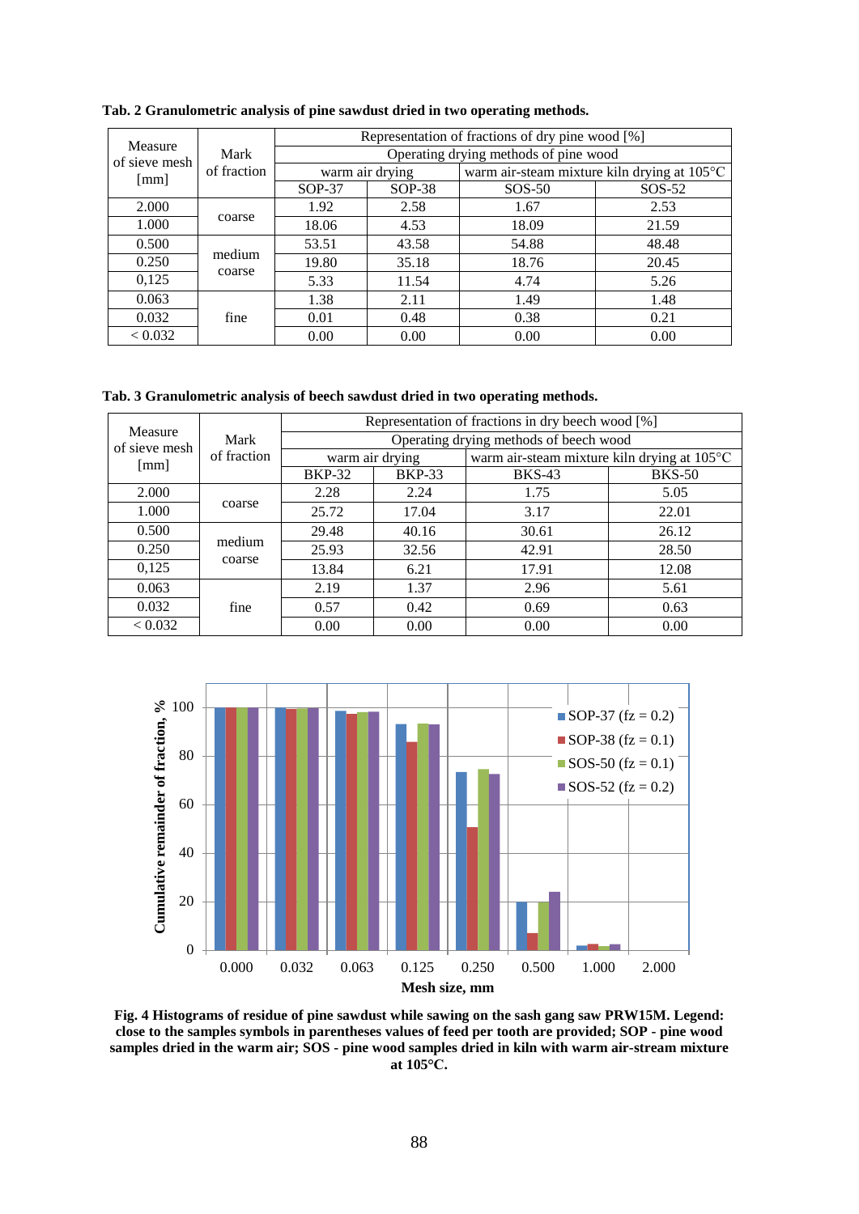**Tab. 2 Granulometric analysis of pine sawdust dried in two operating methods.**

| Measure of sieve mesh [mm] | Mark of fraction | Representation of fractions of dry pine wood [%] | | | |
|---|---|---|---|---|---|
| | | Operating drying methods of pine wood | | | |
| | | warm air drying | | warm air-steam mixture kiln drying at 105°C | |
| | | SOP-37 | SOP-38 | SOS-50 | SOS-52 |
| 2.000 | coarse | 1.92 | 2.58 | 1.67 | 2.53 |
| 1.000 | | 18.06 | 4.53 | 18.09 | 21.59 |
| 0.500 | medium coarse | 53.51 | 43.58 | 54.88 | 48.48 |
| 0.250 | | 19.80 | 35.18 | 18.76 | 20.45 |
| 0,125 | | 5.33 | 11.54 | 4.74 | 5.26 |
| 0.063 | fine | 1.38 | 2.11 | 1.49 | 1.48 |
| 0.032 | | 0.01 | 0.48 | 0.38 | 0.21 |
| < 0.032 | | 0.00 | 0.00 | 0.00 | 0.00 |

**Tab. 3 Granulometric analysis of beech sawdust dried in two operating methods.**

| Measure of sieve mesh [mm] | Mark of fraction | Representation of fractions in dry beech wood [%] | | | |
|---|---|---|---|---|---|
| | | Operating drying methods of beech wood | | | |
| | | warm air drying | | warm air-steam mixture kiln drying at 105°C | |
| | | BKP-32 | BKP-33 | BKS-43 | BKS-50 |
| 2.000 | coarse | 2.28 | 2.24 | 1.75 | 5.05 |
| 1.000 | | 25.72 | 17.04 | 3.17 | 22.01 |
| 0.500 | medium coarse | 29.48 | 40.16 | 30.61 | 26.12 |
| 0.250 | | 25.93 | 32.56 | 42.91 | 28.50 |
| 0,125 | | 13.84 | 6.21 | 17.91 | 12.08 |
| 0.063 | fine | 2.19 | 1.37 | 2.96 | 5.61 |
| 0.032 | | 0.57 | 0.42 | 0.69 | 0.63 |
| < 0.032 | | 0.00 | 0.00 | 0.00 | 0.00 |

**Fig. 4 Histograms of residue of pine sawdust while sawing on the sash gang saw PRW15M. Legend: close to the samples symbols in parentheses values of feed per tooth are provided; SOP - pine wood samples dried in the warm air; SOS - pine wood samples dried in kiln with warm air-stream mixture at 105°C.**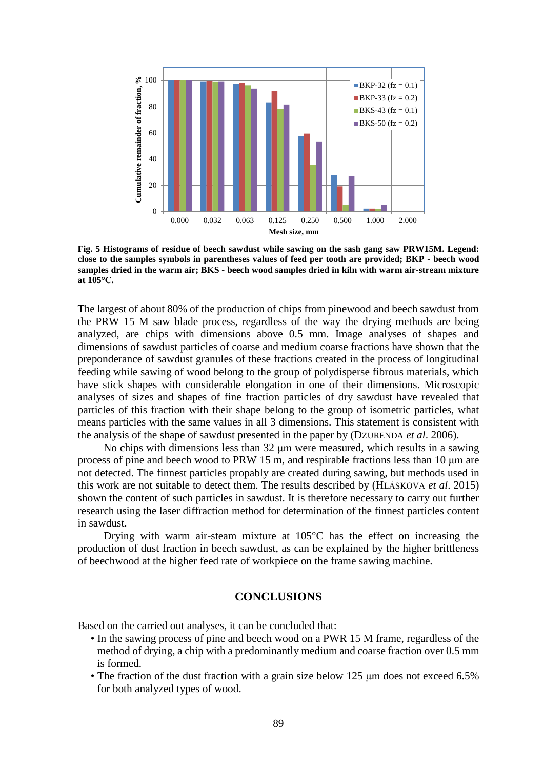**Fig. 5 Histograms of residue of beech sawdust while sawing on the sash gang saw PRW15M. Legend: close to the samples symbols in parentheses values of feed per tooth are provided; BKP - beech wood samples dried in the warm air; BKS - beech wood samples dried in kiln with warm air-stream mixture at 105°C.**

The largest of about 80% of the production of chips from pinewood and beech sawdust from the PRW 15 M saw blade process, regardless of the way the drying methods are being analyzed, are chips with dimensions above 0.5 mm. Image analyses of shapes and dimensions of sawdust particles of coarse and medium coarse fractions have shown that the preponderance of sawdust granules of these fractions created in the process of longitudinal feeding while sawing of wood belong to the group of polydisperse fibrous materials, which have stick shapes with considerable elongation in one of their dimensions. Microscopic analyses of sizes and shapes of fine fraction particles of dry sawdust have revealed that particles of this fraction with their shape belong to the group of isometric particles, what means particles with the same values in all 3 dimensions. This statement is consistent with the analysis of the shape of sawdust presented in the paper by (DZURENDA *et al*. 2006).

No chips with dimensions less than 32 μm were measured, which results in a sawing process of pine and beech wood to PRW 15 m, and respirable fractions less than 10 μm are not detected. The finnest particles propably are created during sawing, but methods used in this work are not suitable to detect them. The results described by (HLÁSKOVA *et al*. 2015) shown the content of such particles in sawdust. It is therefore necessary to carry out further research using the laser diffraction method for determination of the finnest particles content in sawdust.

Drying with warm air-steam mixture at 105°C has the effect on increasing the production of dust fraction in beech sawdust, as can be explained by the higher brittleness of beechwood at the higher feed rate of workpiece on the frame sawing machine.

## CONCLUSIONS

Based on the carried out analyses, it can be concluded that:

- In the sawing process of pine and beech wood on a PWR 15 M frame, regardless of the method of drying, a chip with a predominantly medium and coarse fraction over 0.5 mm is formed.
- The fraction of the dust fraction with a grain size below 125 μm does not exceed 6.5% for both analyzed types of wood.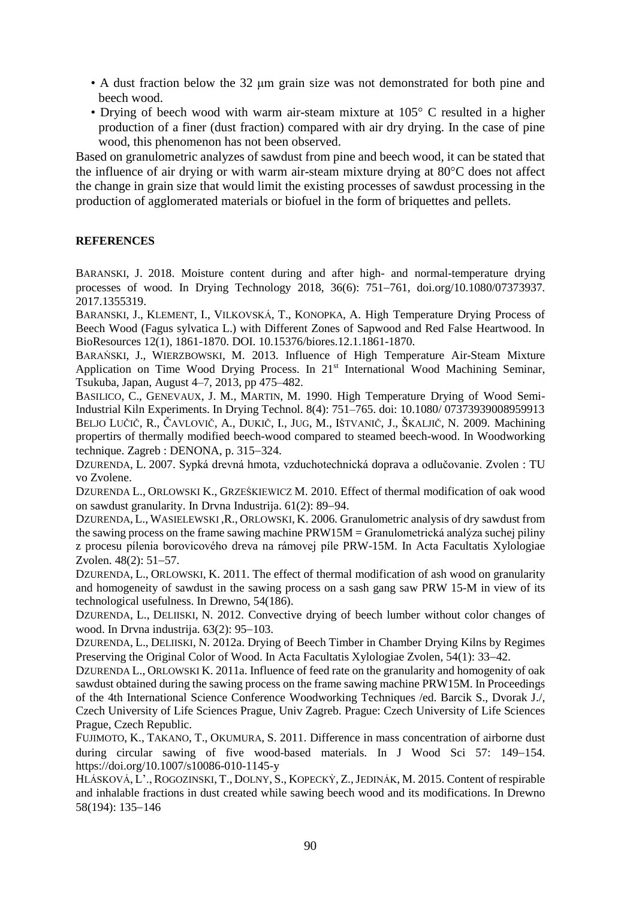- A dust fraction below the 32 μm grain size was not demonstrated for both pine and beech wood.
- Drying of beech wood with warm air-steam mixture at 105° C resulted in a higher production of a finer (dust fraction) compared with air dry drying. In the case of pine wood, this phenomenon has not been observed.

Based on granulometric analyzes of sawdust from pine and beech wood, it can be stated that the influence of air drying or with warm air-steam mixture drying at 80°C does not affect the change in grain size that would limit the existing processes of sawdust processing in the production of agglomerated materials or biofuel in the form of briquettes and pellets.

## REFERENCES

BARANSKI, J. 2018. Moisture content during and after high- and normal-temperature drying processes of wood. In Drying Technology 2018, 36(6): 751–761, doi.org/10.1080/07373937.2017.1355319.

BARANSKI, J., KLEMENT, I., VILKOVSKÁ, T., KONOPKA, A. High Temperature Drying Process of Beech Wood (Fagus sylvatica L.) with Different Zones of Sapwood and Red False Heartwood. In BioResources 12(1), 1861-1870. DOI. 10.15376/biores.12.1.1861-1870.

BARAŃSKI, J., WIERZBOWSKI, M. 2013. Influence of High Temperature Air-Steam Mixture Application on Time Wood Drying Process. In 21st International Wood Machining Seminar, Tsukuba, Japan, August 4–7, 2013, pp 475–482.

BASILICO, C., GENEVAUX, J. M., MARTIN, M. 1990. High Temperature Drying of Wood Semi-Industrial Kiln Experiments. In Drying Technol. 8(4): 751–765. doi: 10.1080/ 07373939008959913

BELJO LUČIČ, R., ČAVLOVIČ, A., DUKIČ, I., JUG, M., IŠTVANIČ, J., ŠKALJIČ, N. 2009. Machining propertirs of thermally modified beech-wood compared to steamed beech-wood. In Woodworking technique. Zagreb : DENONA, p. 315–324.

DZURENDA, L. 2007. Sypká drevná hmota, vzduchotechnická doprava a odlučovanie. Zvolen : TU vo Zvolene.

DZURENDA L., ORLOWSKI K., GRZEŚKIEWICZ M. 2010. Effect of thermal modification of oak wood on sawdust granularity. In Drvna Industrija. 61(2): 89–94.

DZURENDA, L., WASIELEWSKI ,R., ORLOWSKI, K. 2006. Granulometric analysis of dry sawdust from the sawing process on the frame sawing machine PRW15M = Granulometrická analýza suchej piliny z procesu pílenia borovicového dreva na rámovej píle PRW-15M. In Acta Facultatis Xylologiae Zvolen. 48(2): 51–57.

DZURENDA, L., ORLOWSKI, K. 2011. The effect of thermal modification of ash wood on granularity and homogeneity of sawdust in the sawing process on a sash gang saw PRW 15-M in view of its technological usefulness. In Drewno, 54(186).

DZURENDA, L., DELIISKI, N. 2012. Convective drying of beech lumber without color changes of wood. In Drvna industrija. 63(2): 95–103.

DZURENDA, L., DELIISKI, N. 2012a. Drying of Beech Timber in Chamber Drying Kilns by Regimes Preserving the Original Color of Wood. In Acta Facultatis Xylologiae Zvolen, 54(1): 33–42.

DZURENDA L., ORLOWSKI K. 2011a. Influence of feed rate on the granularity and homogenity of oak sawdust obtained during the sawing process on the frame sawing machine PRW15M. In Proceedings of the 4th International Science Conference Woodworking Techniques /ed. Barcik S., Dvorak J./, Czech University of Life Sciences Prague, Univ Zagreb. Prague: Czech University of Life Sciences Prague, Czech Republic.

FUJIMOTO, K., TAKANO, T., OKUMURA, S. 2011. Difference in mass concentration of airborne dust during circular sawing of five wood-based materials. In J Wood Sci 57: 149–154. https://doi.org/10.1007/s10086-010-1145-y

HLÁSKOVÁ, L'., ROGOZINSKI, T., DOLNY, S., KOPECKÝ, Z., JEDINÁK, M. 2015. Content of respirable and inhalable fractions in dust created while sawing beech wood and its modifications. In Drewno 58(194): 135–146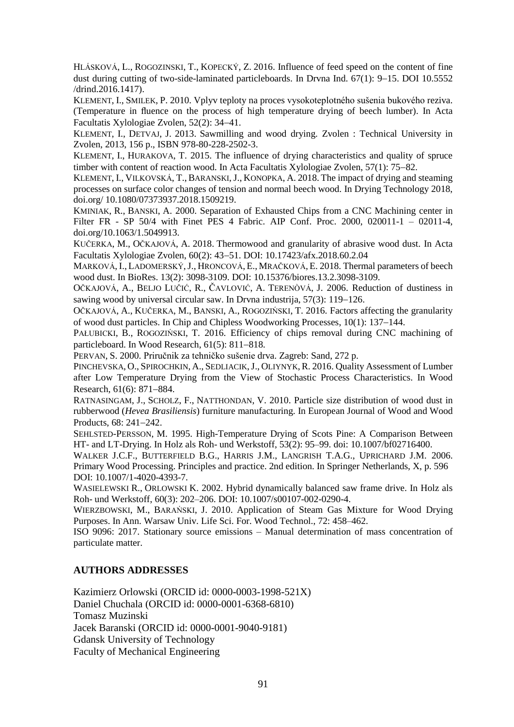HLÁSKOVÁ, L., ROGOZINSKI, T., KOPECKÝ, Z. 2016. Influence of feed speed on the content of fine dust during cutting of two-side-laminated particleboards. In Drvna Ind. 67(1): 9–15. DOI 10.5552 /drind.2016.1417).

KLEMENT, I., SMILEK, P. 2010. Vplyv teploty na proces vysokoteplotného sušenia bukového reziva. (Temperature in fluence on the process of high temperature drying of beech lumber). In Acta Facultatis Xylologiae Zvolen, 52(2): 34–41.

KLEMENT, I., DETVAJ, J. 2013. Sawmilling and wood drying. Zvolen : Technical University in Zvolen, 2013, 156 p., ISBN 978-80-228-2502-3.

KLEMENT, I., HURAKOVA, T. 2015. The influence of drying characteristics and quality of spruce timber with content of reaction wood. In Acta Facultatis Xylologiae Zvolen, 57(1): 75–82.

KLEMENT, I., VILKOVSKÁ, T., BARANSKI, J., KONOPKA, A. 2018. The impact of drying and steaming processes on surface color changes of tension and normal beech wood. In Drying Technology 2018, doi.org/ 10.1080/07373937.2018.1509219.

KMINIAK, R., BANSKI, A. 2000. Separation of Exhausted Chips from a CNC Machining center in Filter FR - SP 50/4 with Finet PES 4 Fabric. AIP Conf. Proc. 2000, 020011-1 – 02011-4, doi.org/10.1063/1.5049913.

KUČERKA, M., OČKAJOVÁ, A. 2018. Thermowood and granularity of abrasive wood dust. In Acta Facultatis Xylologiae Zvolen, 60(2): 43–51. DOI: 10.17423/afx.2018.60.2.04

MARKOVÁ, I., LADOMERSKÝ, J., HRONCOVÁ, E., MRAČKOVÁ, E. 2018. Thermal parameters of beech wood dust. In BioRes. 13(2): 3098-3109. DOI: 10.15376/biores.13.2.3098-3109.

OČKAJOVÁ, A., BELJO LUČIĆ, R., ČAVLOVIĆ, A. TERENÒVÁ, J. 2006. Reduction of dustiness in sawing wood by universal circular saw. In Drvna industrija, 57(3): 119–126.

OČKAJOVÁ, A., KUČERKA, M., BANSKI, A., ROGOZIŃSKI, T. 2016. Factors affecting the granularity of wood dust particles. In Chip and Chipless Woodworking Processes, 10(1): 137–144.

PAŁUBICKI, B., ROGOZIŃSKI, T. 2016. Efficiency of chips removal during CNC machining of particleboard. In Wood Research, 61(5): 811–818.

PERVAN, S. 2000. Priručnik za tehničko sušenie drva. Zagreb: Sand, 272 p.

PINCHEVSKA, O., SPIROCHKIN, A., SEDLIACIK, J., OLIYNYK, R. 2016. Quality Assessment of Lumber after Low Temperature Drying from the View of Stochastic Process Characteristics. In Wood Research, 61(6): 871–884.

RATNASINGAM, J., SCHOLZ, F., NATTHONDAN, V. 2010. Particle size distribution of wood dust in rubberwood (*Hevea Brasiliensis*) furniture manufacturing. In European Journal of Wood and Wood Products, 68: 241–242.

SEHLSTED-PERSSON, M. 1995. High-Temperature Drying of Scots Pine: A Comparison Between HT- and LT-Drying. In Holz als Roh- und Werkstoff, 53(2): 95–99. doi: 10.1007/bf02716400.

WALKER J.C.F., BUTTERFIELD B.G., HARRIS J.M., LANGRISH T.A.G., UPRICHARD J.M. 2006. Primary Wood Processing. Principles and practice. 2nd edition. In Springer Netherlands, X, p. 596 DOI: 10.1007/1-4020-4393-7.

WASIELEWSKI R., ORLOWSKI K. 2002. Hybrid dynamically balanced saw frame drive. In Holz als Roh- und Werkstoff, 60(3): 202–206. DOI: 10.1007/s00107-002-0290-4.

WIERZBOWSKI, M., BARAŃSKI, J. 2010. Application of Steam Gas Mixture for Wood Drying Purposes. In Ann. Warsaw Univ. Life Sci. For. Wood Technol., 72: 458–462.

ISO 9096: 2017. Stationary source emissions – Manual determination of mass concentration of particulate matter.

## AUTHORS ADDRESSES

Kazimierz Orlowski (ORCID id: 0000-0003-1998-521X)  
Daniel Chuchala (ORCID id: 0000-0001-6368-6810)  
Tomasz Muzinski  
Jacek Baranski (ORCID id: 0000-0001-9040-9181)  
Gdansk University of Technology  
Faculty of Mechanical Engineering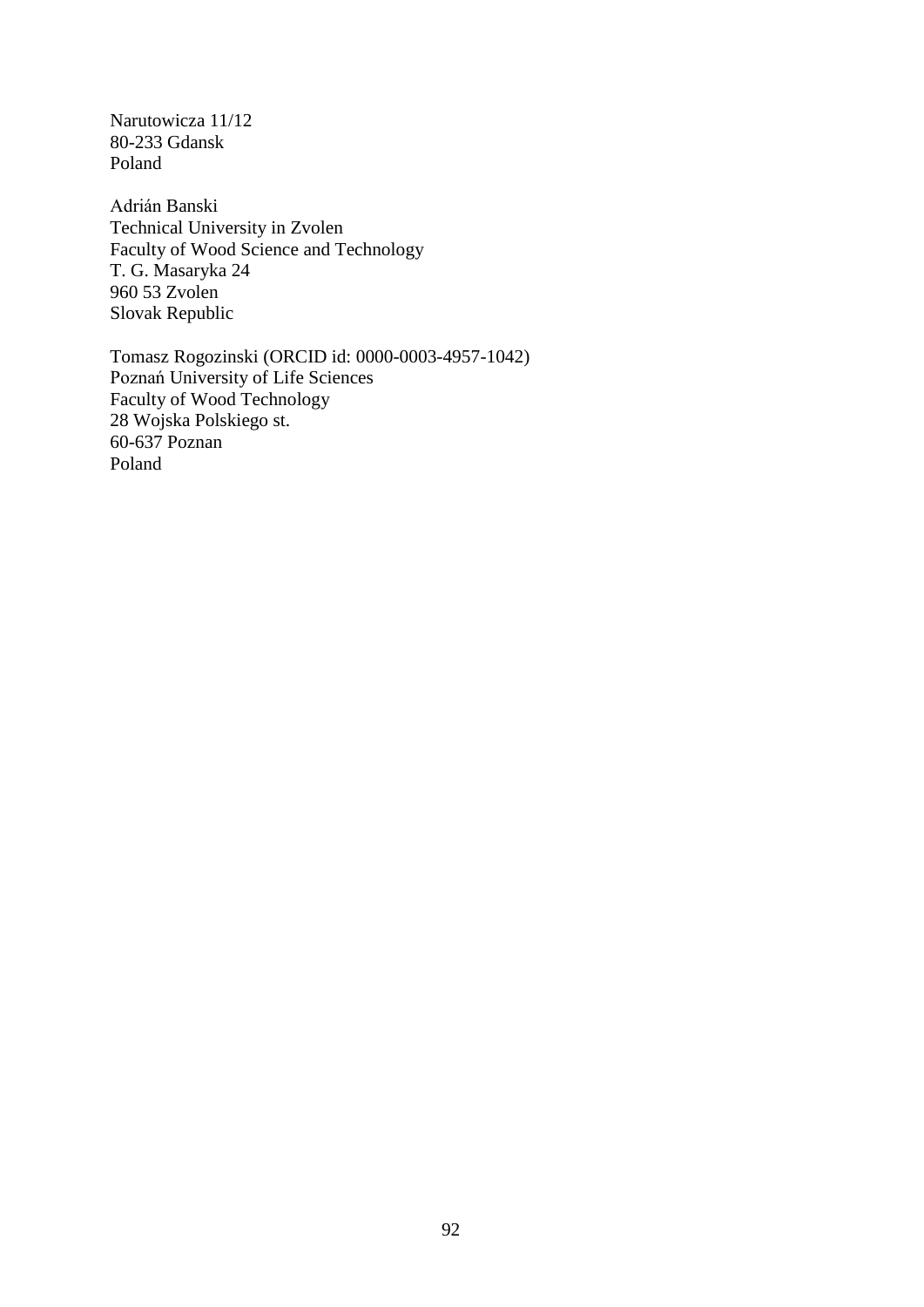Narutowicza 11/12
80-233 Gdansk
Poland

Adrián Banski
Technical University in Zvolen
Faculty of Wood Science and Technology
T. G. Masaryka 24
960 53 Zvolen
Slovak Republic

Tomasz Rogozinski (ORCID id: 0000-0003-4957-1042)
Poznań University of Life Sciences
Faculty of Wood Technology
28 Wojska Polskiego st.
60-637 Poznan
Poland